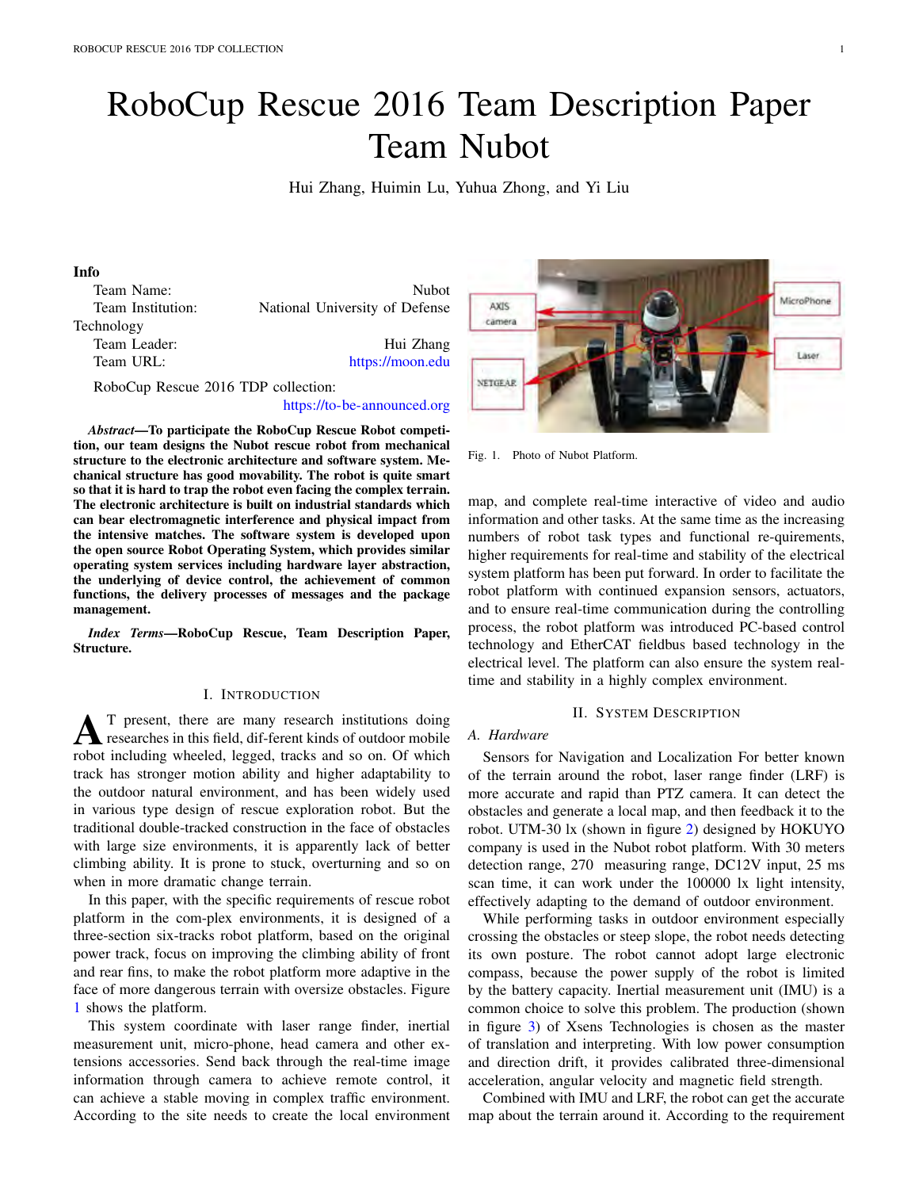# RoboCup Rescue 2016 Team Description Paper Team Nubot

Hui Zhang, Huimin Lu, Yuhua Zhong, and Yi Liu

**Info**

| | |
|---|---|
| Team Name: | Nubot |
| Team Institution: | National University of Defense Technology |
| Team Leader: | Hui Zhang |
| Team URL: | https://moon.edu |

RoboCup Rescue 2016 TDP collection: https://to-be-announced.org

***Abstract*—To participate the RoboCup Rescue Robot competition, our team designs the Nubot rescue robot from mechanical structure to the electronic architecture and software system. Mechanical structure has good movability. The robot is quite smart so that it is hard to trap the robot even facing the complex terrain. The electronic architecture is built on industrial standards which can bear electromagnetic interference and physical impact from the intensive matches. The software system is developed upon the open source Robot Operating System, which provides similar operating system services including hardware layer abstraction, the underlying of device control, the achievement of common functions, the delivery processes of messages and the package management.**

***Index Terms*—RoboCup Rescue, Team Description Paper, Structure.**

## I. Introduction

At present, there are many research institutions doing researches in this field, dif-ferent kinds of outdoor mobile robot including wheeled, legged, tracks and so on. Of which track has stronger motion ability and higher adaptability to the outdoor natural environment, and has been widely used in various type design of rescue exploration robot. But the traditional double-tracked construction in the face of obstacles with large size environments, it is apparently lack of better climbing ability. It is prone to stuck, overturning and so on when in more dramatic change terrain.

In this paper, with the specific requirements of rescue robot platform in the com-plex environments, it is designed of a three-section six-tracks robot platform, based on the original power track, focus on improving the climbing ability of front and rear fins, to make the robot platform more adaptive in the face of more dangerous terrain with oversize obstacles. Figure 1 shows the platform.

This system coordinate with laser range finder, inertial measurement unit, micro-phone, head camera and other extensions accessories. Send back through the real-time image information through camera to achieve remote control, it can achieve a stable moving in complex traffic environment. According to the site needs to create the local environment map, and complete real-time interactive of video and audio information and other tasks. At the same time as the increasing numbers of robot task types and functional re-quirements, higher requirements for real-time and stability of the electrical system platform has been put forward. In order to facilitate the robot platform with continued expansion sensors, actuators, and to ensure real-time communication during the controlling process, the robot platform was introduced PC-based control technology and EtherCAT fieldbus based technology in the electrical level. The platform can also ensure the system real-time and stability in a highly complex environment.

Fig. 1. Photo of Nubot Platform.

## II. System Description

### A. Hardware

Sensors for Navigation and Localization For better known of the terrain around the robot, laser range finder (LRF) is more accurate and rapid than PTZ camera. It can detect the obstacles and generate a local map, and then feedback it to the robot. UTM-30 lx (shown in figure 2) designed by HOKUYO company is used in the Nubot robot platform. With 30 meters detection range, 270 measuring range, DC12V input, 25 ms scan time, it can work under the 100000 lx light intensity, effectively adapting to the demand of outdoor environment.

While performing tasks in outdoor environment especially crossing the obstacles or steep slope, the robot needs detecting its own posture. The robot cannot adopt large electronic compass, because the power supply of the robot is limited by the battery capacity. Inertial measurement unit (IMU) is a common choice to solve this problem. The production (shown in figure 3) of Xsens Technologies is chosen as the master of translation and interpreting. With low power consumption and direction drift, it provides calibrated three-dimensional acceleration, angular velocity and magnetic field strength.

Combined with IMU and LRF, the robot can get the accurate map about the terrain around it. According to the requirement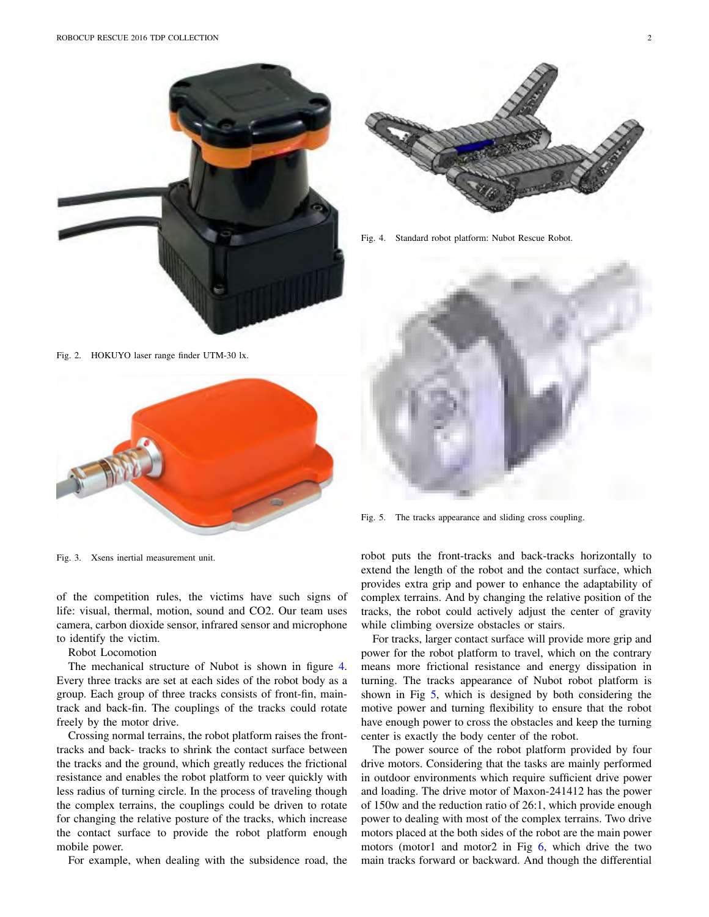Fig. 2. HOKUYO laser range finder UTM-30 lx.

Fig. 3. Xsens inertial measurement unit.

of the competition rules, the victims have such signs of life: visual, thermal, motion, sound and CO2. Our team uses camera, carbon dioxide sensor, infrared sensor and microphone to identify the victim.

Robot Locomotion

The mechanical structure of Nubot is shown in figure 4. Every three tracks are set at each sides of the robot body as a group. Each group of three tracks consists of front-fin, main-track and back-fin. The couplings of the tracks could rotate freely by the motor drive.

Crossing normal terrains, the robot platform raises the front-tracks and back- tracks to shrink the contact surface between the tracks and the ground, which greatly reduces the frictional resistance and enables the robot platform to veer quickly with less radius of turning circle. In the process of traveling though the complex terrains, the couplings could be driven to rotate for changing the relative posture of the tracks, which increase the contact surface to provide the robot platform enough mobile power.

For example, when dealing with the subsidence road, the robot puts the front-tracks and back-tracks horizontally to extend the length of the robot and the contact surface, which provides extra grip and power to enhance the adaptability of complex terrains. And by changing the relative position of the tracks, the robot could actively adjust the center of gravity while climbing oversize obstacles or stairs.

Fig. 4. Standard robot platform: Nubot Rescue Robot.

Fig. 5. The tracks appearance and sliding cross coupling.

For tracks, larger contact surface will provide more grip and power for the robot platform to travel, which on the contrary means more frictional resistance and energy dissipation in turning. The tracks appearance of Nubot robot platform is shown in Fig 5, which is designed by both considering the motive power and turning flexibility to ensure that the robot have enough power to cross the obstacles and keep the turning center is exactly the body center of the robot.

The power source of the robot platform provided by four drive motors. Considering that the tasks are mainly performed in outdoor environments which require sufficient drive power and loading. The drive motor of Maxon-241412 has the power of 150w and the reduction ratio of 26:1, which provide enough power to dealing with most of the complex terrains. Two drive motors placed at the both sides of the robot are the main power motors (motor1 and motor2 in Fig 6, which drive the two main tracks forward or backward. And though the differential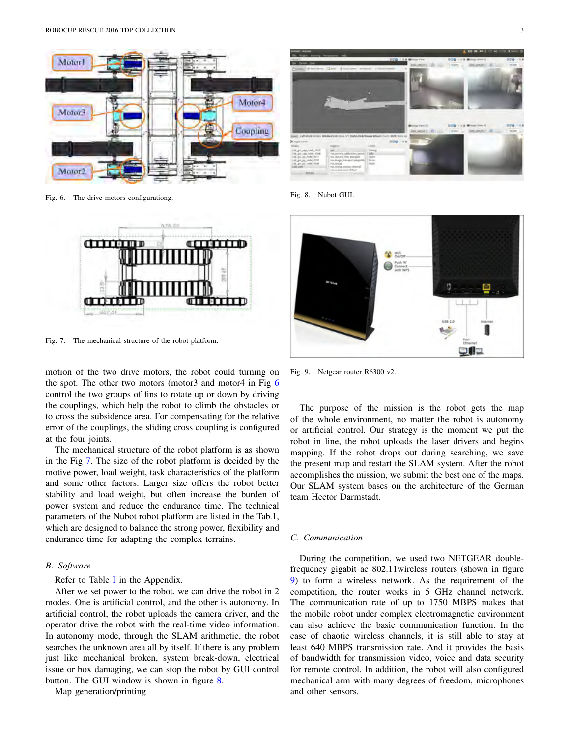Fig. 6. The drive motors configurationg.

Fig. 7. The mechanical structure of the robot platform.

motion of the two drive motors, the robot could turning on the spot. The other two motors (motor3 and motor4 in Fig 6 control the two groups of fins to rotate up or down by driving the couplings, which help the robot to climb the obstacles or to cross the subsidence area. For compensating for the relative error of the couplings, the sliding cross coupling is configured at the four joints.

The mechanical structure of the robot platform is as shown in the Fig 7. The size of the robot platform is decided by the motive power, load weight, task characteristics of the platform and some other factors. Larger size offers the robot better stability and load weight, but often increase the burden of power system and reduce the endurance time. The technical parameters of the Nubot robot platform are listed in the Tab.1, which are designed to balance the strong power, flexibility and endurance time for adapting the complex terrains.

### *B. Software*

Refer to Table I in the Appendix.

After we set power to the robot, we can drive the robot in 2 modes. One is artificial control, and the other is autonomy. In artificial control, the robot uploads the camera driver, and the operator drive the robot with the real-time video information. In autonomy mode, through the SLAM arithmetic, the robot searches the unknown area all by itself. If there is any problem just like mechanical broken, system break-down, electrical issue or box damaging, we can stop the robot by GUI control button. The GUI window is shown in figure 8.

Map generation/printing

Fig. 8. Nubot GUI.

Fig. 9. Netgear router R6300 v2.

The purpose of the mission is the robot gets the map of the whole environment, no matter the robot is autonomy or artificial control. Our strategy is the moment we put the robot in line, the robot uploads the laser drivers and begins mapping. If the robot drops out during searching, we save the present map and restart the SLAM system. After the robot accomplishes the mission, we submit the best one of the maps. Our SLAM system bases on the architecture of the German team Hector Darmstadt.

### *C. Communication*

During the competition, we used two NETGEAR double-frequency gigabit ac 802.11wireless routers (shown in figure 9) to form a wireless network. As the requirement of the competition, the router works in 5 GHz channel network. The communication rate of up to 1750 MBPS makes that the mobile robot under complex electromagnetic environment can also achieve the basic communication function. In the case of chaotic wireless channels, it is still able to stay at least 640 MBPS transmission rate. And it provides the basis of bandwidth for transmission video, voice and data security for remote control. In addition, the robot will also configured mechanical arm with many degrees of freedom, microphones and other sensors.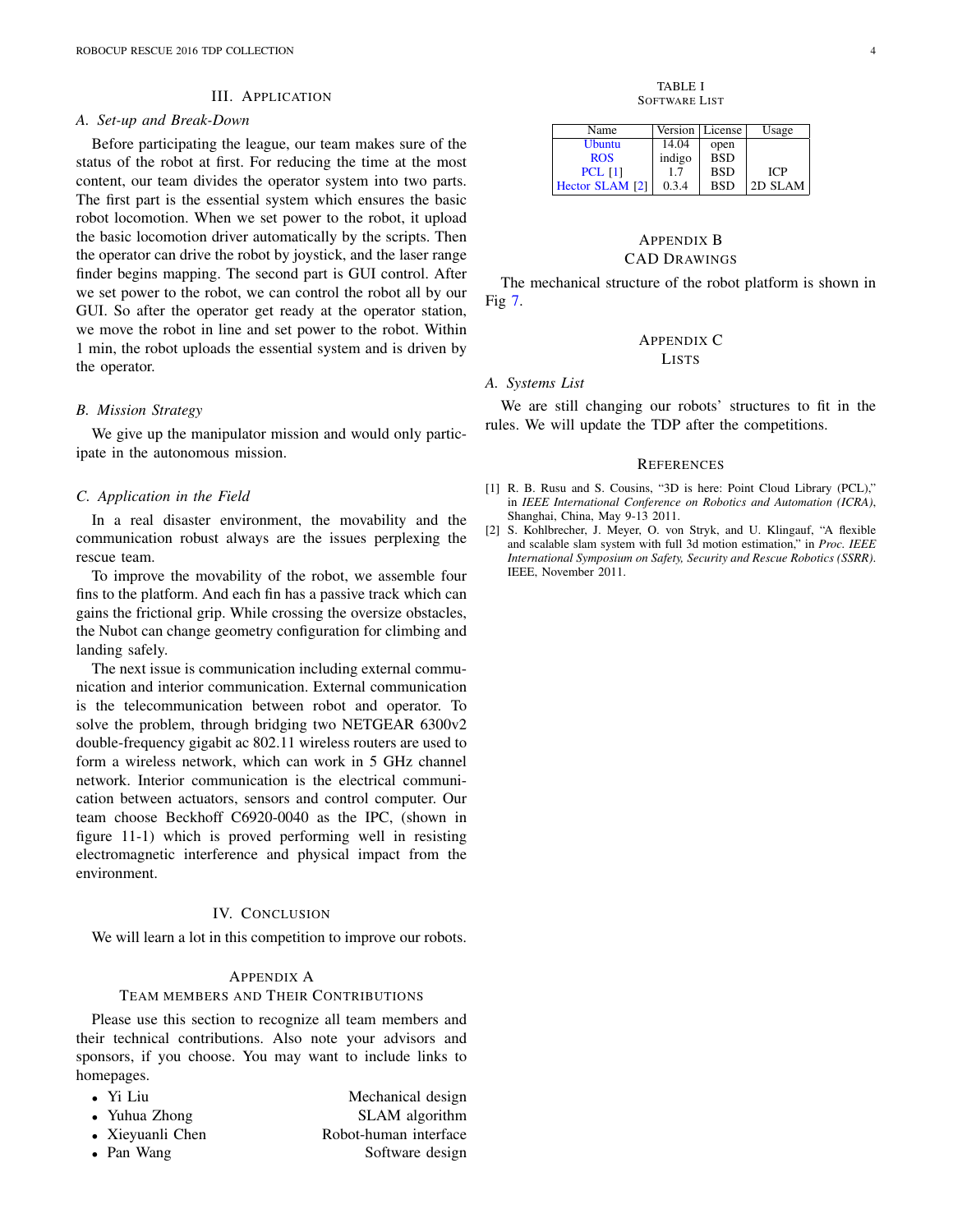## III. Application

### A. Set-up and Break-Down

Before participating the league, our team makes sure of the status of the robot at first. For reducing the time at the most content, our team divides the operator system into two parts. The first part is the essential system which ensures the basic robot locomotion. When we set power to the robot, it upload the basic locomotion driver automatically by the scripts. Then the operator can drive the robot by joystick, and the laser range finder begins mapping. The second part is GUI control. After we set power to the robot, we can control the robot all by our GUI. So after the operator get ready at the operator station, we move the robot in line and set power to the robot. Within 1 min, the robot uploads the essential system and is driven by the operator.

### B. Mission Strategy

We give up the manipulator mission and would only participate in the autonomous mission.

### C. Application in the Field

In a real disaster environment, the movability and the communication robust always are the issues perplexing the rescue team.

To improve the movability of the robot, we assemble four fins to the platform. And each fin has a passive track which can gains the frictional grip. While crossing the oversize obstacles, the Nubot can change geometry configuration for climbing and landing safely.

The next issue is communication including external communication and interior communication. External communication is the telecommunication between robot and operator. To solve the problem, through bridging two NETGEAR 6300v2 double-frequency gigabit ac 802.11 wireless routers are used to form a wireless network, which can work in 5 GHz channel network. Interior communication is the electrical communication between actuators, sensors and control computer. Our team choose Beckhoff C6920-0040 as the IPC, (shown in figure 11-1) which is proved performing well in resisting electromagnetic interference and physical impact from the environment.

## IV. Conclusion

We will learn a lot in this competition to improve our robots.

## Appendix A
## Team Members and Their Contributions

Please use this section to recognize all team members and their technical contributions. Also note your advisors and sponsors, if you choose. You may want to include links to homepages.

- Yi Liu — Mechanical design
- Yuhua Zhong — SLAM algorithm
- Xieyuanli Chen — Robot-human interface
- Pan Wang — Software design

TABLE I
Software List

| Name | Version | License | Usage |
|---|---|---|---|
| Ubuntu | 14.04 | open | |
| ROS | indigo | BSD | |
| PCL [1] | 1.7 | BSD | ICP |
| Hector SLAM [2] | 0.3.4 | BSD | 2D SLAM |

## Appendix B
## CAD Drawings

The mechanical structure of the robot platform is shown in Fig 7.

## Appendix C
## Lists

### A. Systems List

We are still changing our robots' structures to fit in the rules. We will update the TDP after the competitions.

## References

[1] R. B. Rusu and S. Cousins, "3D is here: Point Cloud Library (PCL)," in *IEEE International Conference on Robotics and Automation (ICRA)*, Shanghai, China, May 9-13 2011.

[2] S. Kohlbrecher, J. Meyer, O. von Stryk, and U. Klingauf, "A flexible and scalable slam system with full 3d motion estimation," in *Proc. IEEE International Symposium on Safety, Security and Rescue Robotics (SSRR)*. IEEE, November 2011.